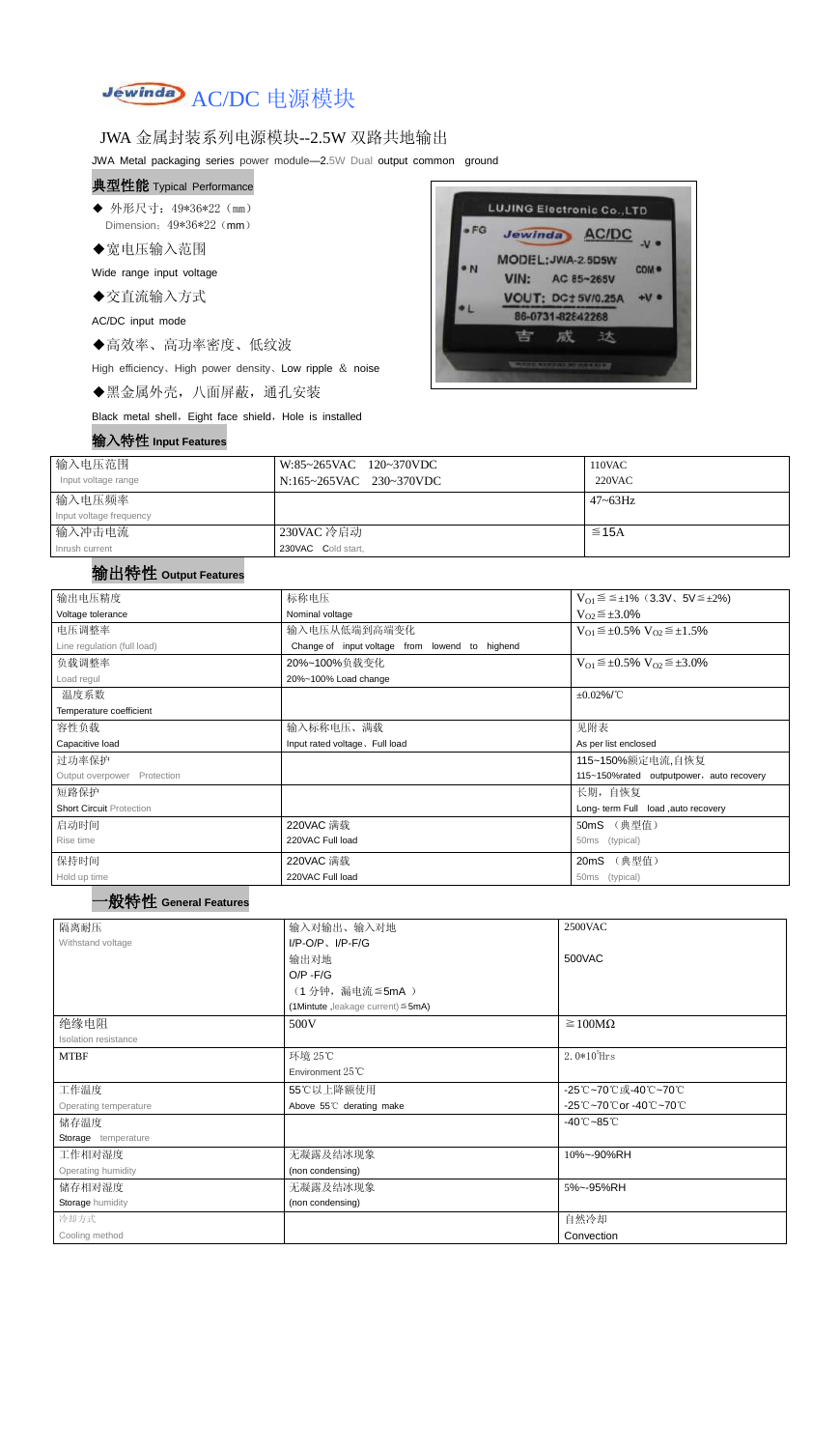# AC/DC 电源模块

## JWA 金属封装系列电源模块--2.5W 双路共地输出

JWA Metal packaging series power module—2.5W Dual output common ground

### 典型性能 Typical Performance

- ◆ 外形尺寸：49*36*22（mm）
  Dimension：49*36*22（mm）
- ◆宽电压输入范围
  Wide range input voltage
- ◆交直流输入方式
  AC/DC input mode
- ◆高效率、高功率密度、低纹波
  High efficiency、High power density、Low ripple ＆ noise
- ◆黑金属外壳，八面屏蔽，通孔安装
  Black metal shell，Eight face shield，Hole is installed

### 输入特性 Input Features

| 输入电压范围<br>Input voltage range | W:85~265VAC 120~370VDC<br>N:165~265VAC 230~370VDC | 110VAC<br>220VAC |
|---|---|---|
| 输入电压频率<br>Input voltage frequency | | 47~63Hz |
| 输入冲击电流<br>Inrush current | 230VAC 冷启动<br>230VAC Cold start, | ≦15A |

### 输出特性 Output Features

| 输出电压精度<br>Voltage tolerance | 标称电压<br>Nominal voltage | $V_{O1}$≦≦±1%（3.3V、5V≦±2%）<br>$V_{O2}$≦±3.0% |
|---|---|---|
| 电压调整率<br>Line regulation (full load) | 输入电压从低端到高端变化<br>Change of input voltage from lowend to highend | $V_{O1}$≦±0.5% $V_{O2}$≦±1.5% |
| 负载调整率<br>Load regul | 20%~100%负载变化<br>20%~100% Load change | $V_{O1}$≦±0.5% $V_{O2}$≦±3.0% |
| 温度系数<br>Temperature coefficient | | ±0.02%/℃ |
| 容性负载<br>Capacitive load | 输入标称电压、满载<br>Input rated voltage、Full load | 见附表<br>As per list enclosed |
| 过功率保护<br>Output overpower Protection | | 115~150%额定电流,自恢复<br>115~150%rated outputpower，auto recovery |
| 短路保护<br>Short Circuit Protection | | 长期，自恢复<br>Long- term Full load ,auto recovery |
| 启动时间<br>Rise time | 220VAC 满载<br>220VAC Full load | 50mS （典型值）<br>50ms (typical) |
| 保持时间<br>Hold up time | 220VAC 满载<br>220VAC Full load | 20mS （典型值）<br>50ms (typical) |

### 一般特性 General Features

| 隔离耐压<br>Withstand voltage | 输入对输出、输入对地<br>I/P-O/P、I/P-F/G<br>输出对地<br>O/P -F/G<br>（1 分钟，漏电流≦5mA ）<br>(1Mintute ,leakage current) ≦5mA) | 2500VAC<br><br>500VAC |
|---|---|---|
| 绝缘电阻<br>Isolation resistance | 500V | ≧100MΩ |
| MTBF | 环境 25℃<br>Environment 25℃ | $2.0*10^5$Hrs |
| 工作温度<br>Operating temperature | 55℃以上降额使用<br>Above 55℃ derating make | -25℃~70℃或-40℃~70℃<br>-25℃~70℃or -40℃~70℃ |
| 储存温度<br>Storage temperature | | -40℃~85℃ |
| 工作相对湿度<br>Operating humidity | 无凝露及结冰现象<br>(non condensing) | 10%~-90%RH |
| 储存相对湿度<br>Storage humidity | 无凝露及结冰现象<br>(non condensing) | 5%~-95%RH |
| 冷却方式<br>Cooling method | | 自然冷却<br>Convection |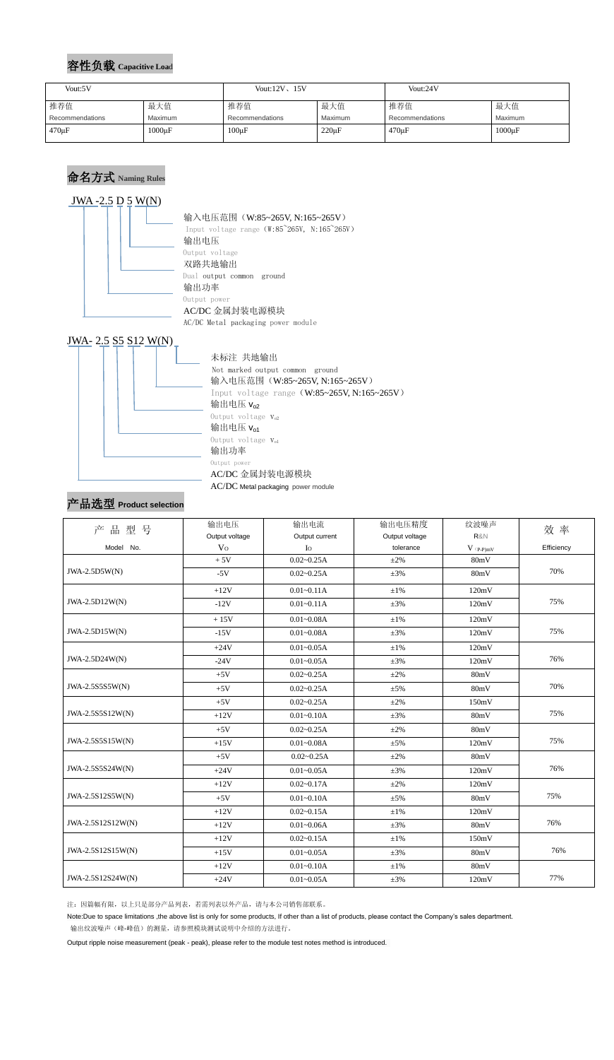## 容性负载 Capacitive Load

| Vout:5V | | Vout:12V、15V | | Vout:24V | |
|---|---|---|---|---|---|
| 推荐值<br>Recommendations | 最大值<br>Maximum | 推荐值<br>Recommendations | 最大值<br>Maximum | 推荐值<br>Recommendations | 最大值<br>Maximum |
| 470μF | 1000μF | 100μF | 220μF | 470μF | 1000μF |

## 命名方式 Naming Rules

JWA -2.5 D 5 W(N)

- 输入电压范围（W:85~265V, N:165~265V）
  Input voltage range（W:85~265V, N:165~265V）
- 输出电压
  Output voltage
- 双路共地输出
  Dual output common ground
- 输出功率
  Output power
- AC/DC 金属封装电源模块
  AC/DC Metal packaging power module

JWA- 2.5 S5 S12 W(N)

- 未标注 共地输出
  Not marked output common ground
- 输入电压范围（W:85~265V, N:165~265V）
  Input voltage range（W:85~265V, N:165~265V）
- 输出电压 $V_{o2}$
  Output voltage $V_{o2}$
- 输出电压 $V_{o1}$
  Output voltage $V_{o1}$
- 输出功率
  Output power
- AC/DC 金属封装电源模块
  AC/DC Metal packaging power module

## 产品选型 Product selection

| 产 品 型 号<br>Model No. | 输出电压<br>Output voltage<br>Vo | 输出电流<br>Output current<br>Io | 输出电压精度<br>Output voltage<br>tolerance | 纹波噪声<br>R&N<br>V (P-P)mV | 效 率<br>Efficiency |
|---|---|---|---|---|---|
| JWA-2.5D5W(N) | + 5V | 0.02~0.25A | ±2% | 80mV | 70% |
| | -5V | 0.02~0.25A | ±3% | 80mV | |
| JWA-2.5D12W(N) | +12V | 0.01~0.11A | ±1% | 120mV | 75% |
| | -12V | 0.01~0.11A | ±3% | 120mV | |
| JWA-2.5D15W(N) | + 15V | 0.01~0.08A | ±1% | 120mV | 75% |
| | -15V | 0.01~0.08A | ±3% | 120mV | |
| JWA-2.5D24W(N) | +24V | 0.01~0.05A | ±1% | 120mV | 76% |
| | -24V | 0.01~0.05A | ±3% | 120mV | |
| JWA-2.5S5S5W(N) | +5V | 0.02~0.25A | ±2% | 80mV | 70% |
| | +5V | 0.02~0.25A | ±5% | 80mV | |
| JWA-2.5S5S12W(N) | +5V | 0.02~0.25A | ±2% | 150mV | 75% |
| | +12V | 0.01~0.10A | ±3% | 80mV | |
| JWA-2.5S5S15W(N) | +5V | 0.02~0.25A | ±2% | 80mV | 75% |
| | +15V | 0.01~0.08A | ±5% | 120mV | |
| JWA-2.5S5S24W(N) | +5V | 0.02~0.25A | ±2% | 80mV | 76% |
| | +24V | 0.01~0.05A | ±3% | 120mV | |
| JWA-2.5S12S5W(N) | +12V | 0.02~0.17A | ±2% | 120mV | 75% |
| | +5V | 0.01~0.10A | ±5% | 80mV | |
| JWA-2.5S12S12W(N) | +12V | 0.02~0.15A | ±1% | 120mV | 76% |
| | +12V | 0.01~0.06A | ±3% | 80mV | |
| JWA-2.5S12S15W(N) | +12V | 0.02~0.15A | ±1% | 150mV | 76% |
| | +15V | 0.01~0.05A | ±3% | 80mV | |
| JWA-2.5S12S24W(N) | +12V | 0.01~0.10A | ±1% | 80mV | 77% |
| | +24V | 0.01~0.05A | ±3% | 120mV | |

注：因篇幅有限，以上只是部分产品列表，若需列表以外产品，请与本公司销售部联系。

Note:Due to space limitations ,the above list is only for some products, If other than a list of products, please contact the Company's sales department.

输出纹波噪声（峰-峰值）的测量，请参照模块测试说明中介绍的方法进行。

Output ripple noise measurement (peak - peak), please refer to the module test notes method is introduced.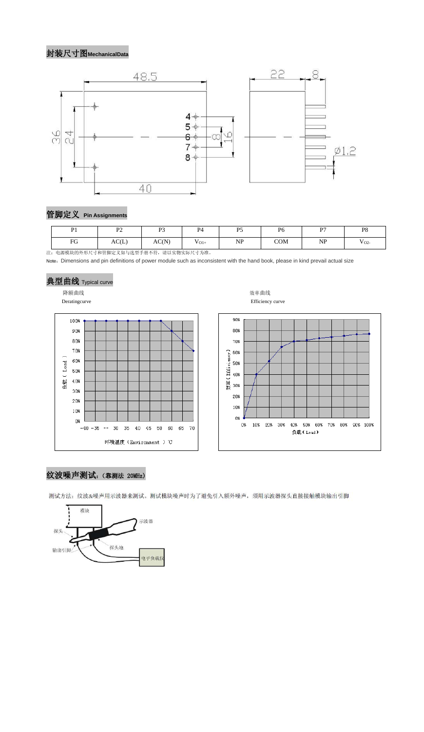## 封装尺寸图MechanicalData

48.5
22
8
36
24
4
5
6
7
8
8
16
Ø1.2
40

## 管脚定义 Pin Assignments

| P1 | P2 | P3 | P4 | P5 | P6 | P7 | P8 |
|---|---|---|---|---|---|---|---|
| FG | AC(L) | AC(N) | $V_{O1+}$ | NP | COM | NP | $V_{O2-}$ |

注：电源模块的外形尺寸和管脚定义如与选型手册不符，请以实物实际尺寸为准。

Note：Dimensions and pin definitions of power module such as inconsistent with the hand book, please in kind prevail actual size

## 典型曲线 Typical curve

降额曲线

Deratingcurve

100%
90%
80%
70%
60%
50%
40%
30%
20%
10%
0%
负载（Load）
-40 -35 ··· 30 35 40 45 50 60 65 70
环境温度（Environment ）℃

效率曲线

Efficiency curve

90%
80%
70%
60%
50%
40%
30%
20%
10%
0%
效率（Efficiency）
0% 10% 20% 30% 40% 50% 60% 70% 80% 90% 100%
负载（Load）

## 纹波噪声测试：（靠测法 20MHz）

测试方法：纹波&噪声用示波器来测试。测试模块噪声时为了避免引入额外噪声，须用示波器探头直接接触模块输出引脚

模块
示波器
探头
探头地
输出引脚
电子负载仪